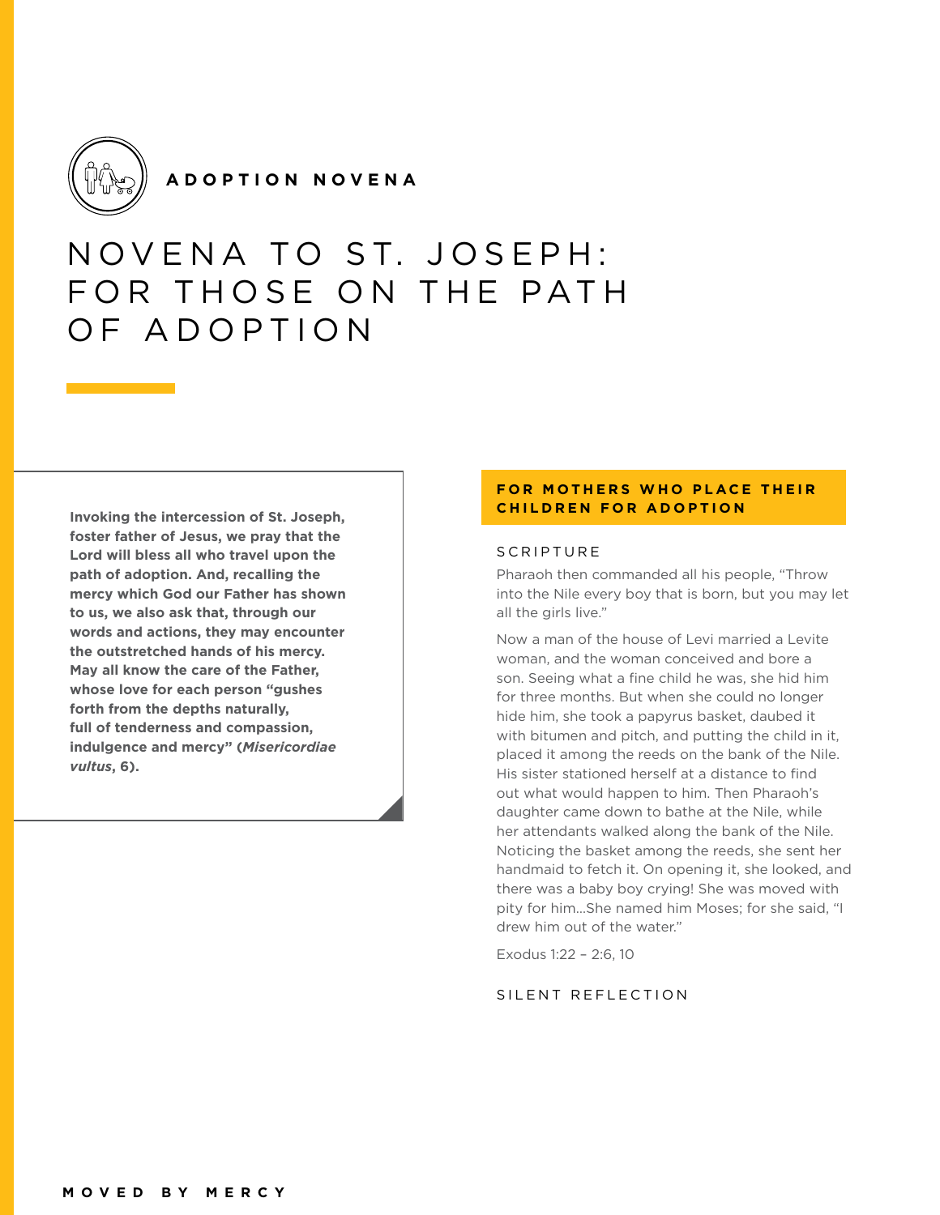ADOPTION NOVENA

# NOVENA TO ST. JOSEPH: FOR THOSE ON THE PATH OF ADOPTION

**Invoking the intercession of St. Joseph, foster father of Jesus, we pray that the Lord will bless all who travel upon the path of adoption. And, recalling the mercy which God our Father has shown to us, we also ask that, through our words and actions, they may encounter the outstretched hands of his mercy. May all know the care of the Father, whose love for each person "gushes forth from the depths naturally, full of tenderness and compassion, indulgence and mercy" (*Misericordiae vultus*, 6).**

## FOR MOTHERS WHO PLACE THEIR CHILDREN FOR ADOPTION

### SCRIPTURE

Pharaoh then commanded all his people, "Throw into the Nile every boy that is born, but you may let all the girls live."

Now a man of the house of Levi married a Levite woman, and the woman conceived and bore a son. Seeing what a fine child he was, she hid him for three months. But when she could no longer hide him, she took a papyrus basket, daubed it with bitumen and pitch, and putting the child in it, placed it among the reeds on the bank of the Nile. His sister stationed herself at a distance to find out what would happen to him. Then Pharaoh's daughter came down to bathe at the Nile, while her attendants walked along the bank of the Nile. Noticing the basket among the reeds, she sent her handmaid to fetch it. On opening it, she looked, and there was a baby boy crying! She was moved with pity for him...She named him Moses; for she said, "I drew him out of the water."

Exodus 1:22 – 2:6, 10

### SILENT REFLECTION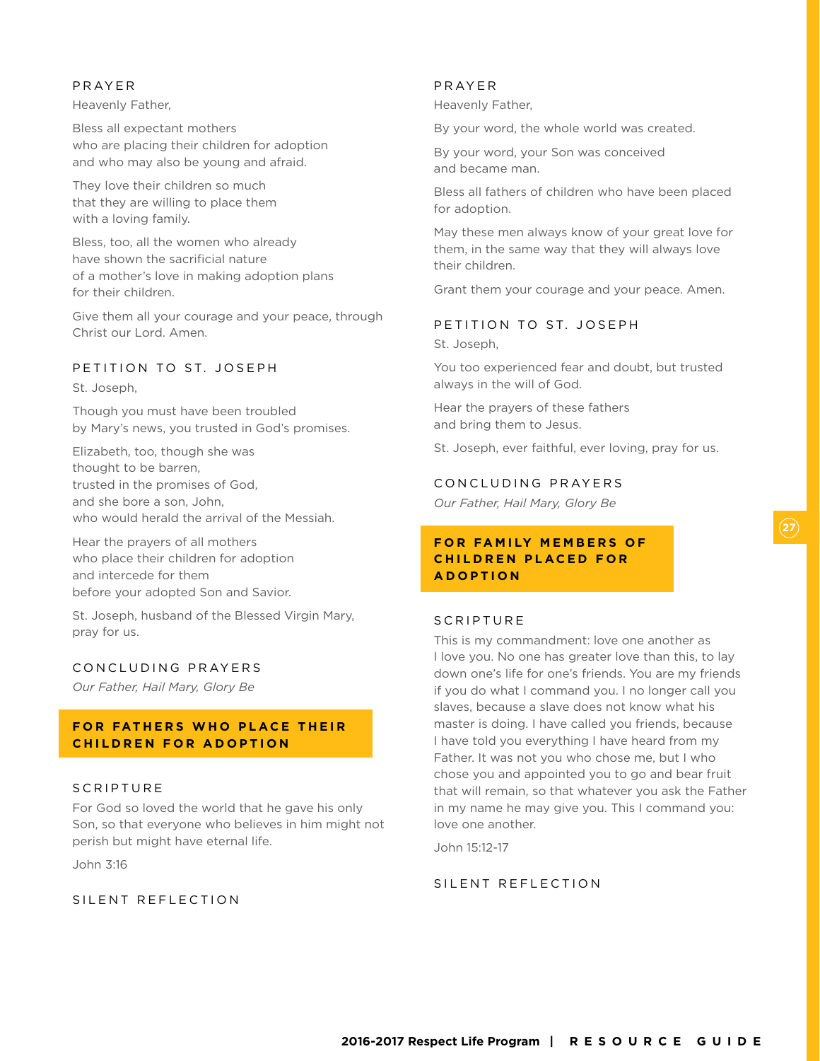### PRAYER

Heavenly Father,

Bless all expectant mothers
who are placing their children for adoption
and who may also be young and afraid.

They love their children so much
that they are willing to place them
with a loving family.

Bless, too, all the women who already
have shown the sacrificial nature
of a mother's love in making adoption plans
for their children.

Give them all your courage and your peace, through Christ our Lord. Amen.

### PETITION TO ST. JOSEPH

St. Joseph,

Though you must have been troubled
by Mary's news, you trusted in God's promises.

Elizabeth, too, though she was
thought to be barren,
trusted in the promises of God,
and she bore a son, John,
who would herald the arrival of the Messiah.

Hear the prayers of all mothers
who place their children for adoption
and intercede for them
before your adopted Son and Savior.

St. Joseph, husband of the Blessed Virgin Mary,
pray for us.

### CONCLUDING PRAYERS

*Our Father, Hail Mary, Glory Be*

## FOR FATHERS WHO PLACE THEIR CHILDREN FOR ADOPTION

### SCRIPTURE

For God so loved the world that he gave his only Son, so that everyone who believes in him might not perish but might have eternal life.

John 3:16

### SILENT REFLECTION

### PRAYER

Heavenly Father,

By your word, the whole world was created.

By your word, your Son was conceived
and became man.

Bless all fathers of children who have been placed for adoption.

May these men always know of your great love for them, in the same way that they will always love their children.

Grant them your courage and your peace. Amen.

### PETITION TO ST. JOSEPH

St. Joseph,

You too experienced fear and doubt, but trusted always in the will of God.

Hear the prayers of these fathers
and bring them to Jesus.

St. Joseph, ever faithful, ever loving, pray for us.

### CONCLUDING PRAYERS

*Our Father, Hail Mary, Glory Be*

## FOR FAMILY MEMBERS OF CHILDREN PLACED FOR ADOPTION

### SCRIPTURE

This is my commandment: love one another as I love you. No one has greater love than this, to lay down one's life for one's friends. You are my friends if you do what I command you. I no longer call you slaves, because a slave does not know what his master is doing. I have called you friends, because I have told you everything I have heard from my Father. It was not you who chose me, but I who chose you and appointed you to go and bear fruit that will remain, so that whatever you ask the Father in my name he may give you. This I command you: love one another.

John 15:12-17

### SILENT REFLECTION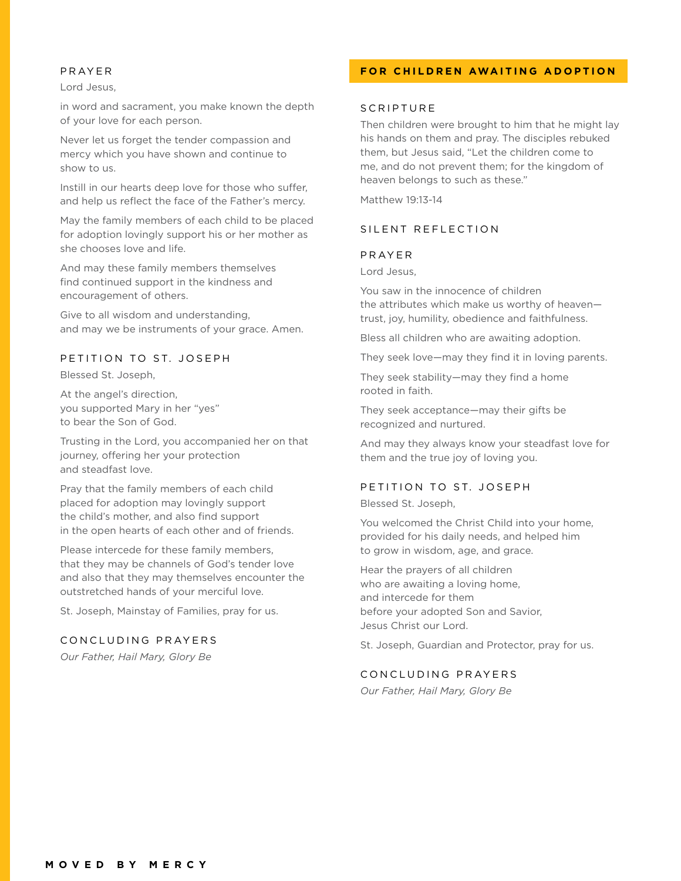### PRAYER

Lord Jesus,

in word and sacrament, you make known the depth of your love for each person.

Never let us forget the tender compassion and mercy which you have shown and continue to show to us.

Instill in our hearts deep love for those who suffer, and help us reflect the face of the Father's mercy.

May the family members of each child to be placed for adoption lovingly support his or her mother as she chooses love and life.

And may these family members themselves find continued support in the kindness and encouragement of others.

Give to all wisdom and understanding,
and may we be instruments of your grace. Amen.

### PETITION TO ST. JOSEPH

Blessed St. Joseph,

At the angel's direction,
you supported Mary in her "yes"
to bear the Son of God.

Trusting in the Lord, you accompanied her on that journey, offering her your protection
and steadfast love.

Pray that the family members of each child
placed for adoption may lovingly support
the child's mother, and also find support
in the open hearts of each other and of friends.

Please intercede for these family members,
that they may be channels of God's tender love
and also that they may themselves encounter the outstretched hands of your merciful love.

St. Joseph, Mainstay of Families, pray for us.

### CONCLUDING PRAYERS

*Our Father, Hail Mary, Glory Be*

## FOR CHILDREN AWAITING ADOPTION

### SCRIPTURE

Then children were brought to him that he might lay his hands on them and pray. The disciples rebuked them, but Jesus said, "Let the children come to me, and do not prevent them; for the kingdom of heaven belongs to such as these."

Matthew 19:13-14

### SILENT REFLECTION

### PRAYER

Lord Jesus,

You saw in the innocence of children
the attributes which make us worthy of heaven—
trust, joy, humility, obedience and faithfulness.

Bless all children who are awaiting adoption.

They seek love—may they find it in loving parents.

They seek stability—may they find a home
rooted in faith.

They seek acceptance—may their gifts be recognized and nurtured.

And may they always know your steadfast love for them and the true joy of loving you.

### PETITION TO ST. JOSEPH

Blessed St. Joseph,

You welcomed the Christ Child into your home,
provided for his daily needs, and helped him
to grow in wisdom, age, and grace.

Hear the prayers of all children
who are awaiting a loving home,
and intercede for them
before your adopted Son and Savior,
Jesus Christ our Lord.

St. Joseph, Guardian and Protector, pray for us.

### CONCLUDING PRAYERS

*Our Father, Hail Mary, Glory Be*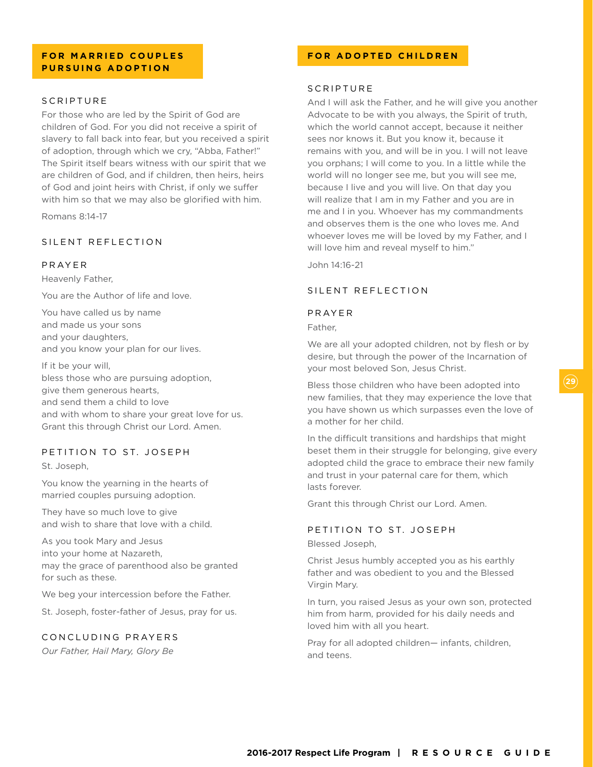## FOR MARRIED COUPLES PURSUING ADOPTION

### SCRIPTURE

For those who are led by the Spirit of God are children of God. For you did not receive a spirit of slavery to fall back into fear, but you received a spirit of adoption, through which we cry, "Abba, Father!" The Spirit itself bears witness with our spirit that we are children of God, and if children, then heirs, heirs of God and joint heirs with Christ, if only we suffer with him so that we may also be glorified with him.

Romans 8:14-17

### SILENT REFLECTION

### PRAYER

Heavenly Father,

You are the Author of life and love.

You have called us by name
and made us your sons
and your daughters,
and you know your plan for our lives.

If it be your will,
bless those who are pursuing adoption,
give them generous hearts,
and send them a child to love
and with whom to share your great love for us.
Grant this through Christ our Lord. Amen.

### PETITION TO ST. JOSEPH

St. Joseph,

You know the yearning in the hearts of
married couples pursuing adoption.

They have so much love to give
and wish to share that love with a child.

As you took Mary and Jesus
into your home at Nazareth,
may the grace of parenthood also be granted
for such as these.

We beg your intercession before the Father.

St. Joseph, foster-father of Jesus, pray for us.

### CONCLUDING PRAYERS

*Our Father, Hail Mary, Glory Be*

## FOR ADOPTED CHILDREN

### SCRIPTURE

And I will ask the Father, and he will give you another Advocate to be with you always, the Spirit of truth, which the world cannot accept, because it neither sees nor knows it. But you know it, because it remains with you, and will be in you. I will not leave you orphans; I will come to you. In a little while the world will no longer see me, but you will see me, because I live and you will live. On that day you will realize that I am in my Father and you are in me and I in you. Whoever has my commandments and observes them is the one who loves me. And whoever loves me will be loved by my Father, and I will love him and reveal myself to him."

John 14:16-21

### SILENT REFLECTION

### PRAYER

Father,

We are all your adopted children, not by flesh or by desire, but through the power of the Incarnation of your most beloved Son, Jesus Christ.

Bless those children who have been adopted into new families, that they may experience the love that you have shown us which surpasses even the love of a mother for her child.

In the difficult transitions and hardships that might beset them in their struggle for belonging, give every adopted child the grace to embrace their new family and trust in your paternal care for them, which lasts forever.

Grant this through Christ our Lord. Amen.

### PETITION TO ST. JOSEPH

Blessed Joseph,

Christ Jesus humbly accepted you as his earthly father and was obedient to you and the Blessed Virgin Mary.

In turn, you raised Jesus as your own son, protected him from harm, provided for his daily needs and loved him with all you heart.

Pray for all adopted children— infants, children, and teens.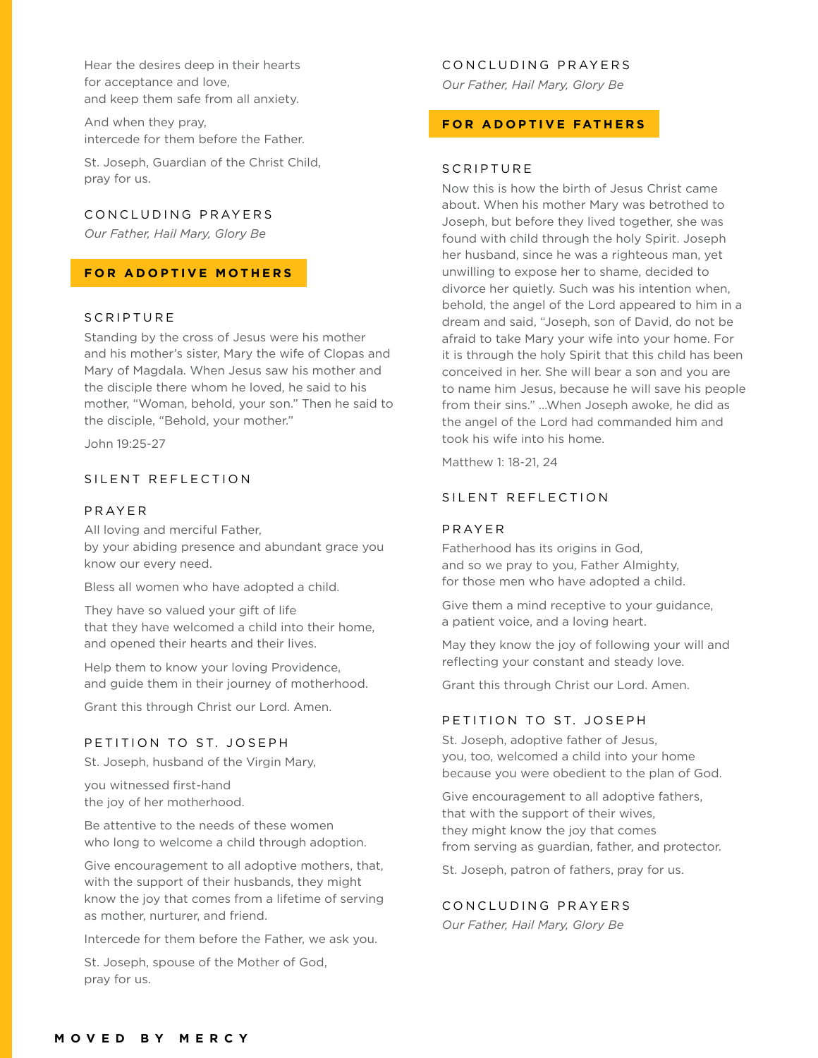Hear the desires deep in their hearts
for acceptance and love,
and keep them safe from all anxiety.

And when they pray,
intercede for them before the Father.

St. Joseph, Guardian of the Christ Child,
pray for us.

### CONCLUDING PRAYERS

*Our Father, Hail Mary, Glory Be*

## FOR ADOPTIVE MOTHERS

### SCRIPTURE

Standing by the cross of Jesus were his mother and his mother's sister, Mary the wife of Clopas and Mary of Magdala. When Jesus saw his mother and the disciple there whom he loved, he said to his mother, "Woman, behold, your son." Then he said to the disciple, "Behold, your mother."

John 19:25-27

### SILENT REFLECTION

### PRAYER

All loving and merciful Father,
by your abiding presence and abundant grace you know our every need.

Bless all women who have adopted a child.

They have so valued your gift of life
that they have welcomed a child into their home,
and opened their hearts and their lives.

Help them to know your loving Providence,
and guide them in their journey of motherhood.

Grant this through Christ our Lord. Amen.

### PETITION TO ST. JOSEPH

St. Joseph, husband of the Virgin Mary,

you witnessed first-hand
the joy of her motherhood.

Be attentive to the needs of these women
who long to welcome a child through adoption.

Give encouragement to all adoptive mothers, that, with the support of their husbands, they might know the joy that comes from a lifetime of serving as mother, nurturer, and friend.

Intercede for them before the Father, we ask you.

St. Joseph, spouse of the Mother of God,
pray for us.

### CONCLUDING PRAYERS

*Our Father, Hail Mary, Glory Be*

## FOR ADOPTIVE FATHERS

### SCRIPTURE

Now this is how the birth of Jesus Christ came about. When his mother Mary was betrothed to Joseph, but before they lived together, she was found with child through the holy Spirit. Joseph her husband, since he was a righteous man, yet unwilling to expose her to shame, decided to divorce her quietly. Such was his intention when, behold, the angel of the Lord appeared to him in a dream and said, "Joseph, son of David, do not be afraid to take Mary your wife into your home. For it is through the holy Spirit that this child has been conceived in her. She will bear a son and you are to name him Jesus, because he will save his people from their sins." ...When Joseph awoke, he did as the angel of the Lord had commanded him and took his wife into his home.

Matthew 1: 18-21, 24

### SILENT REFLECTION

### PRAYER

Fatherhood has its origins in God,
and so we pray to you, Father Almighty,
for those men who have adopted a child.

Give them a mind receptive to your guidance,
a patient voice, and a loving heart.

May they know the joy of following your will and reflecting your constant and steady love.

Grant this through Christ our Lord. Amen.

### PETITION TO ST. JOSEPH

St. Joseph, adoptive father of Jesus,
you, too, welcomed a child into your home
because you were obedient to the plan of God.

Give encouragement to all adoptive fathers,
that with the support of their wives,
they might know the joy that comes
from serving as guardian, father, and protector.

St. Joseph, patron of fathers, pray for us.

### CONCLUDING PRAYERS

*Our Father, Hail Mary, Glory Be*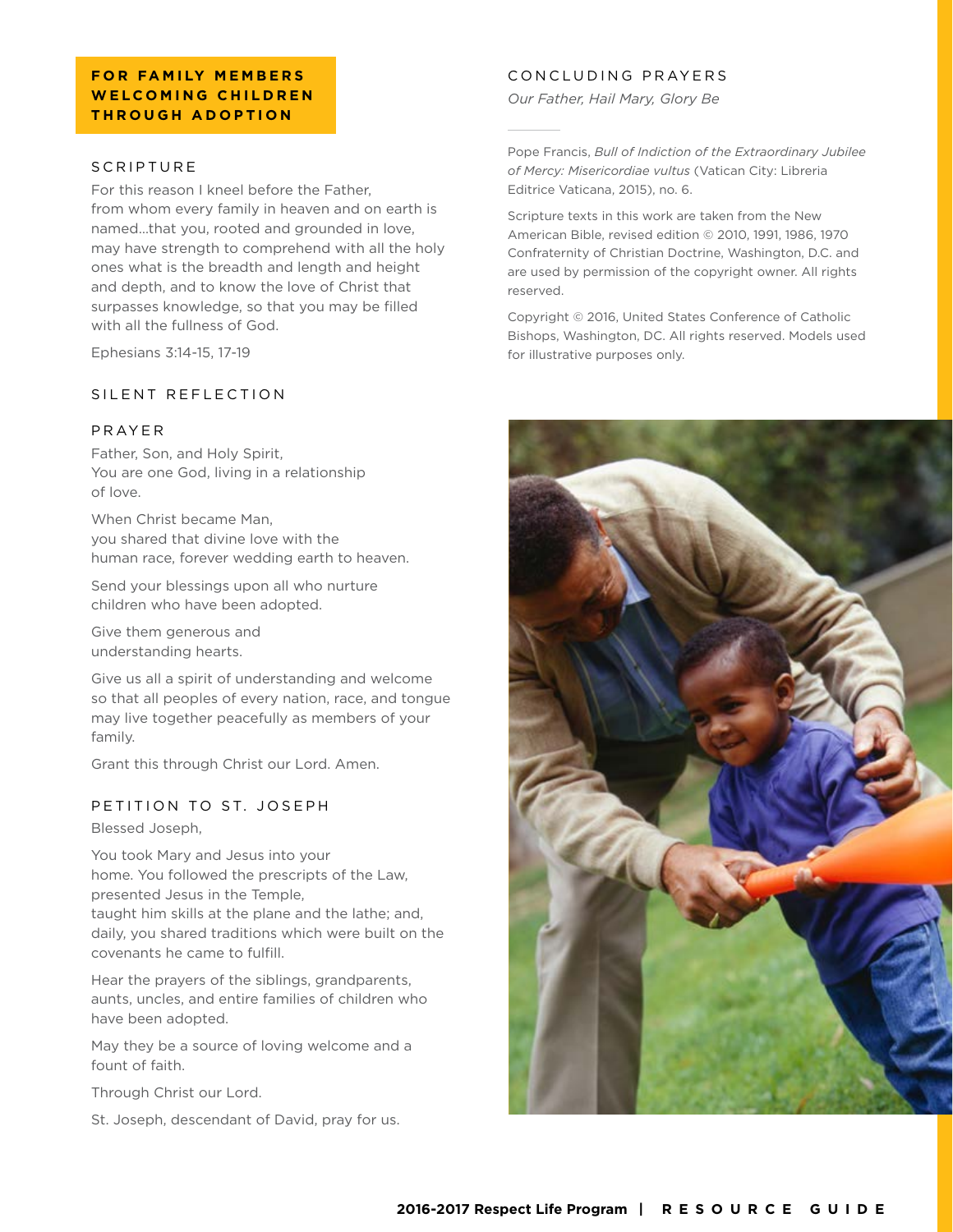## FOR FAMILY MEMBERS WELCOMING CHILDREN THROUGH ADOPTION

### SCRIPTURE

For this reason I kneel before the Father, from whom every family in heaven and on earth is named...that you, rooted and grounded in love, may have strength to comprehend with all the holy ones what is the breadth and length and height and depth, and to know the love of Christ that surpasses knowledge, so that you may be filled with all the fullness of God.

Ephesians 3:14-15, 17-19

### SILENT REFLECTION

### PRAYER

Father, Son, and Holy Spirit,
You are one God, living in a relationship of love.

When Christ became Man,
you shared that divine love with the human race, forever wedding earth to heaven.

Send your blessings upon all who nurture children who have been adopted.

Give them generous and understanding hearts.

Give us all a spirit of understanding and welcome so that all peoples of every nation, race, and tongue may live together peacefully as members of your family.

Grant this through Christ our Lord. Amen.

### PETITION TO ST. JOSEPH

Blessed Joseph,

You took Mary and Jesus into your home. You followed the prescripts of the Law, presented Jesus in the Temple,
taught him skills at the plane and the lathe; and, daily, you shared traditions which were built on the covenants he came to fulfill.

Hear the prayers of the siblings, grandparents, aunts, uncles, and entire families of children who have been adopted.

May they be a source of loving welcome and a fount of faith.

Through Christ our Lord.

St. Joseph, descendant of David, pray for us.

### CONCLUDING PRAYERS

*Our Father, Hail Mary, Glory Be*

---

Pope Francis, *Bull of Indiction of the Extraordinary Jubilee of Mercy: Misericordiae vultus* (Vatican City: Libreria Editrice Vaticana, 2015), no. 6.

Scripture texts in this work are taken from the New American Bible, revised edition © 2010, 1991, 1986, 1970 Confraternity of Christian Doctrine, Washington, D.C. and are used by permission of the copyright owner. All rights reserved.

Copyright © 2016, United States Conference of Catholic Bishops, Washington, DC. All rights reserved. Models used for illustrative purposes only.